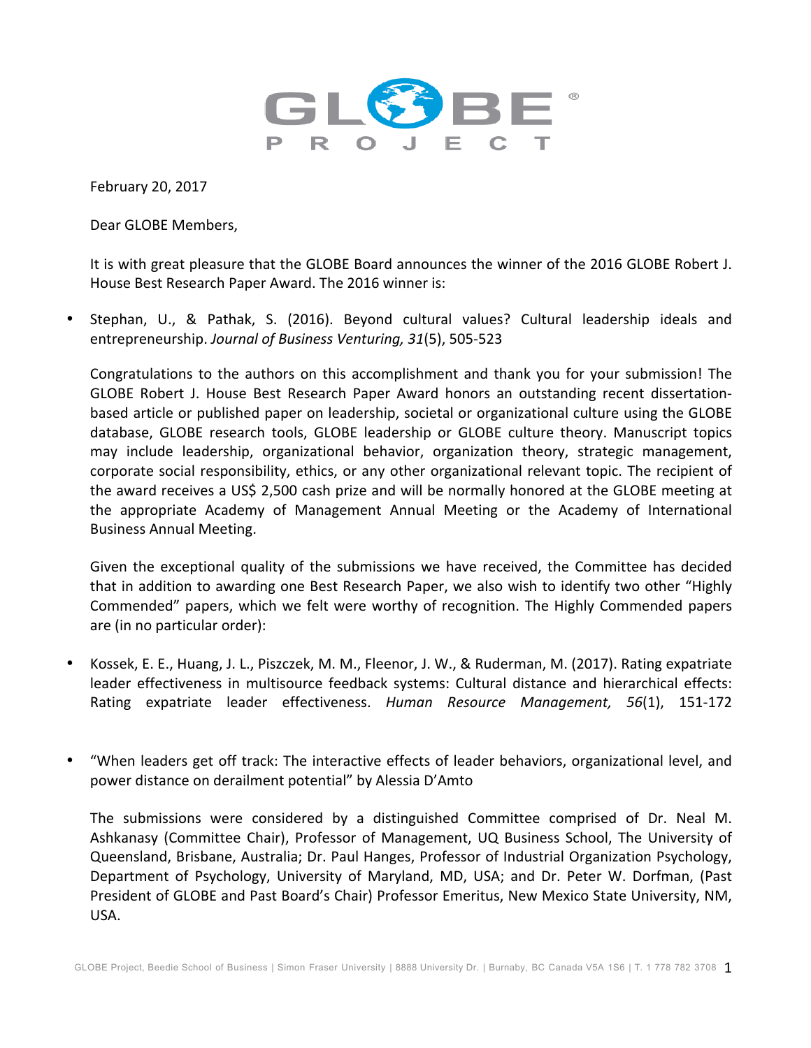February 20, 2017

Dear GLOBE Members,

It is with great pleasure that the GLOBE Board announces the winner of the 2016 GLOBE Robert J. House Best Research Paper Award. The 2016 winner is:

- Stephan, U., & Pathak, S. (2016). Beyond cultural values? Cultural leadership ideals and entrepreneurship. *Journal of Business Venturing, 31*(5), 505-523

Congratulations to the authors on this accomplishment and thank you for your submission! The GLOBE Robert J. House Best Research Paper Award honors an outstanding recent dissertation-based article or published paper on leadership, societal or organizational culture using the GLOBE database, GLOBE research tools, GLOBE leadership or GLOBE culture theory. Manuscript topics may include leadership, organizational behavior, organization theory, strategic management, corporate social responsibility, ethics, or any other organizational relevant topic. The recipient of the award receives a US$ 2,500 cash prize and will be normally honored at the GLOBE meeting at the appropriate Academy of Management Annual Meeting or the Academy of International Business Annual Meeting.

Given the exceptional quality of the submissions we have received, the Committee has decided that in addition to awarding one Best Research Paper, we also wish to identify two other "Highly Commended" papers, which we felt were worthy of recognition. The Highly Commended papers are (in no particular order):

- Kossek, E. E., Huang, J. L., Piszczek, M. M., Fleenor, J. W., & Ruderman, M. (2017). Rating expatriate leader effectiveness in multisource feedback systems: Cultural distance and hierarchical effects: Rating expatriate leader effectiveness. *Human Resource Management, 56*(1), 151-172

- "When leaders get off track: The interactive effects of leader behaviors, organizational level, and power distance on derailment potential" by Alessia D'Amto

The submissions were considered by a distinguished Committee comprised of Dr. Neal M. Ashkanasy (Committee Chair), Professor of Management, UQ Business School, The University of Queensland, Brisbane, Australia; Dr. Paul Hanges, Professor of Industrial Organization Psychology, Department of Psychology, University of Maryland, MD, USA; and Dr. Peter W. Dorfman, (Past President of GLOBE and Past Board's Chair) Professor Emeritus, New Mexico State University, NM, USA.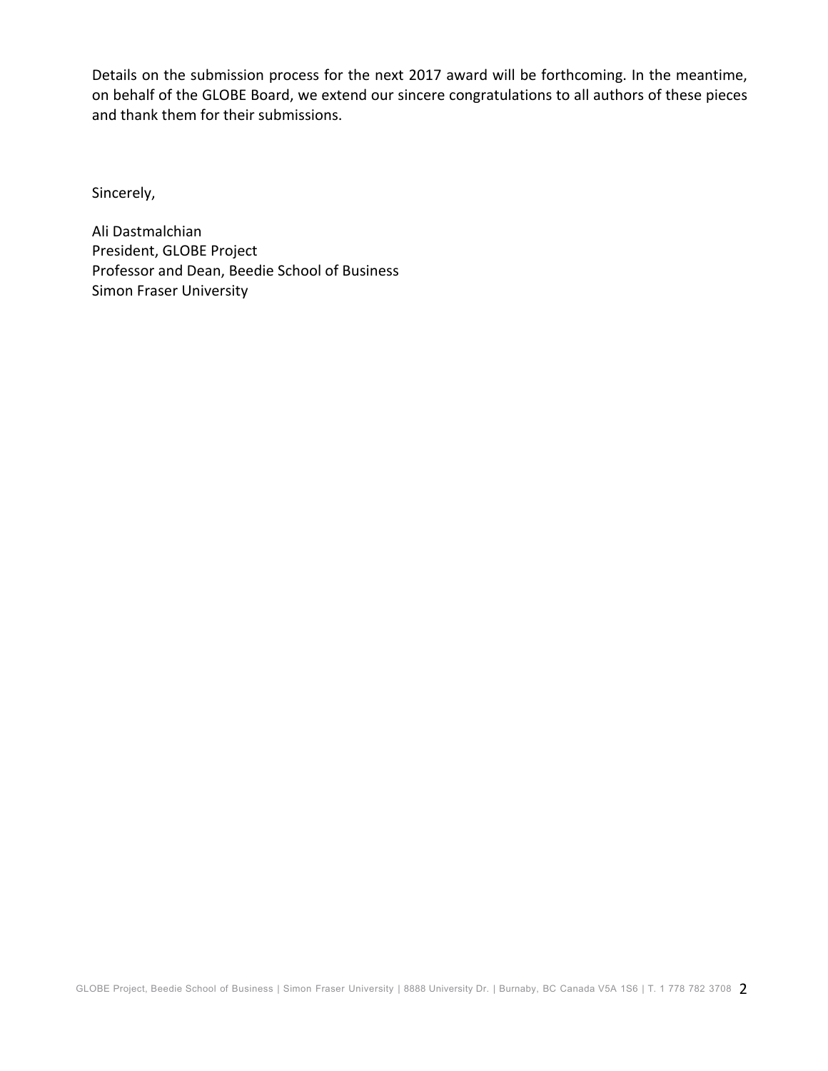Details on the submission process for the next 2017 award will be forthcoming. In the meantime, on behalf of the GLOBE Board, we extend our sincere congratulations to all authors of these pieces and thank them for their submissions.

Sincerely,

Ali Dastmalchian  
President, GLOBE Project  
Professor and Dean, Beedie School of Business  
Simon Fraser University